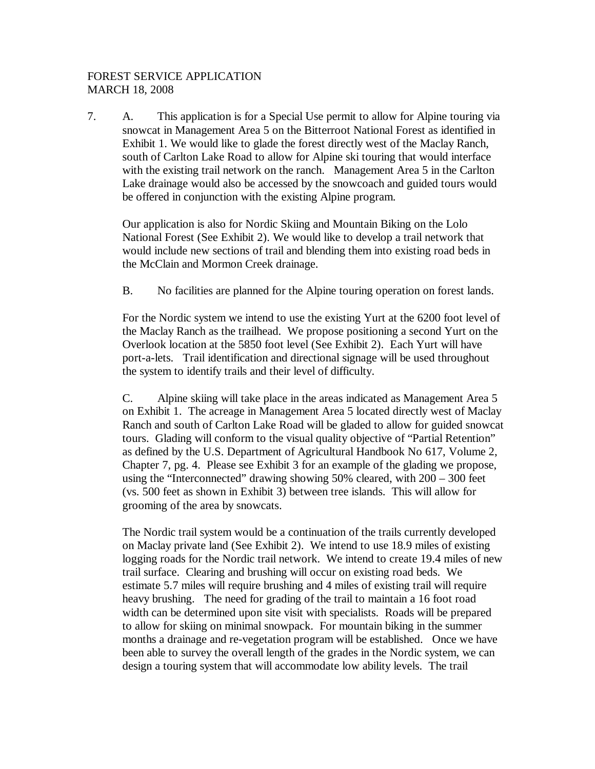FOREST SERVICE APPLICATION
MARCH 18, 2008

7. A. This application is for a Special Use permit to allow for Alpine touring via snowcat in Management Area 5 on the Bitterroot National Forest as identified in Exhibit 1. We would like to glade the forest directly west of the Maclay Ranch, south of Carlton Lake Road to allow for Alpine ski touring that would interface with the existing trail network on the ranch. Management Area 5 in the Carlton Lake drainage would also be accessed by the snowcoach and guided tours would be offered in conjunction with the existing Alpine program.

Our application is also for Nordic Skiing and Mountain Biking on the Lolo National Forest (See Exhibit 2). We would like to develop a trail network that would include new sections of trail and blending them into existing road beds in the McClain and Mormon Creek drainage.

B. No facilities are planned for the Alpine touring operation on forest lands.

For the Nordic system we intend to use the existing Yurt at the 6200 foot level of the Maclay Ranch as the trailhead. We propose positioning a second Yurt on the Overlook location at the 5850 foot level (See Exhibit 2). Each Yurt will have port-a-lets. Trail identification and directional signage will be used throughout the system to identify trails and their level of difficulty.

C. Alpine skiing will take place in the areas indicated as Management Area 5 on Exhibit 1. The acreage in Management Area 5 located directly west of Maclay Ranch and south of Carlton Lake Road will be gladed to allow for guided snowcat tours. Glading will conform to the visual quality objective of "Partial Retention" as defined by the U.S. Department of Agricultural Handbook No 617, Volume 2, Chapter 7, pg. 4. Please see Exhibit 3 for an example of the glading we propose, using the "Interconnected" drawing showing 50% cleared, with 200 – 300 feet (vs. 500 feet as shown in Exhibit 3) between tree islands. This will allow for grooming of the area by snowcats.

The Nordic trail system would be a continuation of the trails currently developed on Maclay private land (See Exhibit 2). We intend to use 18.9 miles of existing logging roads for the Nordic trail network. We intend to create 19.4 miles of new trail surface. Clearing and brushing will occur on existing road beds. We estimate 5.7 miles will require brushing and 4 miles of existing trail will require heavy brushing. The need for grading of the trail to maintain a 16 foot road width can be determined upon site visit with specialists. Roads will be prepared to allow for skiing on minimal snowpack. For mountain biking in the summer months a drainage and re-vegetation program will be established. Once we have been able to survey the overall length of the grades in the Nordic system, we can design a touring system that will accommodate low ability levels. The trail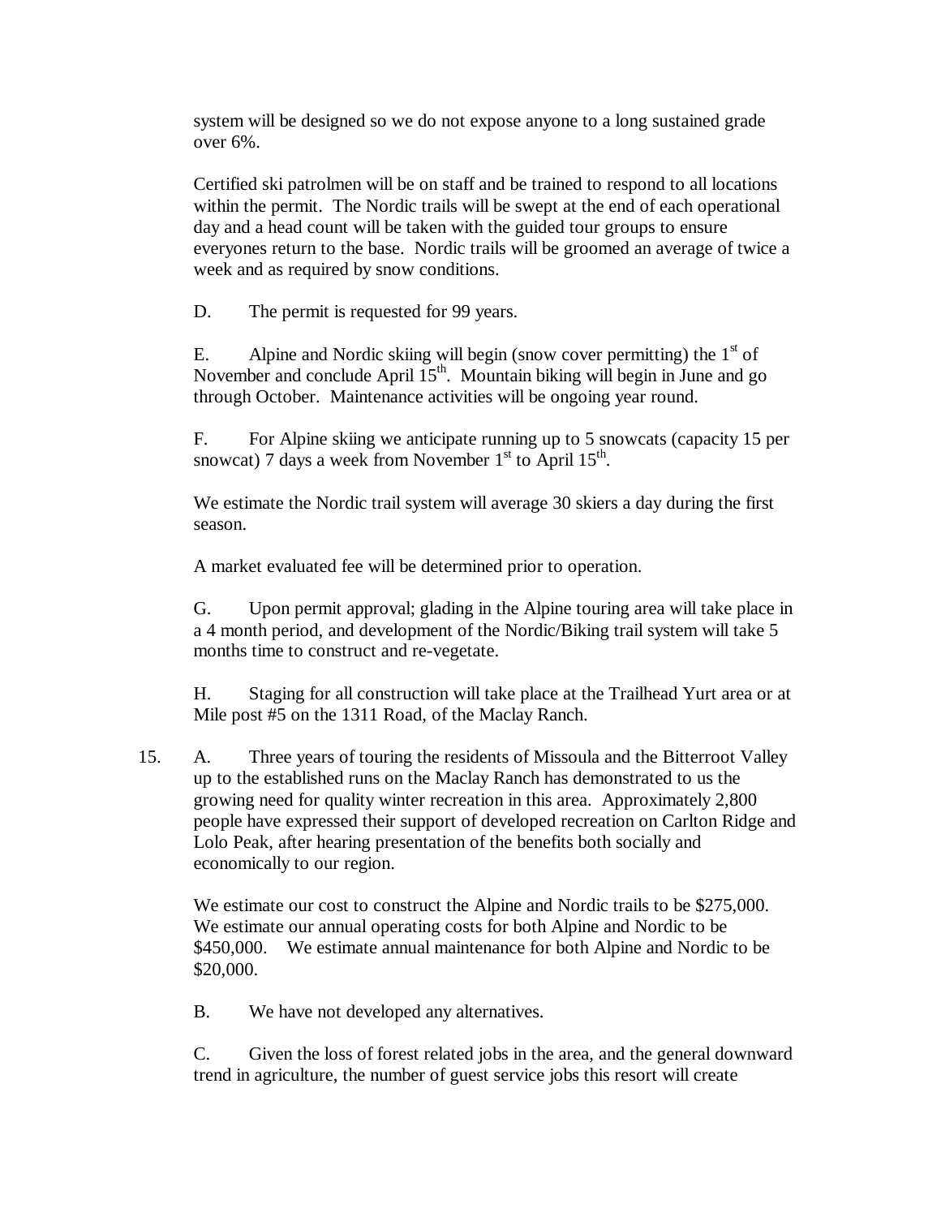system will be designed so we do not expose anyone to a long sustained grade over 6%.

Certified ski patrolmen will be on staff and be trained to respond to all locations within the permit. The Nordic trails will be swept at the end of each operational day and a head count will be taken with the guided tour groups to ensure everyones return to the base. Nordic trails will be groomed an average of twice a week and as required by snow conditions.

D. The permit is requested for 99 years.

E. Alpine and Nordic skiing will begin (snow cover permitting) the 1st of November and conclude April 15th. Mountain biking will begin in June and go through October. Maintenance activities will be ongoing year round.

F. For Alpine skiing we anticipate running up to 5 snowcats (capacity 15 per snowcat) 7 days a week from November 1st to April 15th.

We estimate the Nordic trail system will average 30 skiers a day during the first season.

A market evaluated fee will be determined prior to operation.

G. Upon permit approval; glading in the Alpine touring area will take place in a 4 month period, and development of the Nordic/Biking trail system will take 5 months time to construct and re-vegetate.

H. Staging for all construction will take place at the Trailhead Yurt area or at Mile post #5 on the 1311 Road, of the Maclay Ranch.

15. A. Three years of touring the residents of Missoula and the Bitterroot Valley up to the established runs on the Maclay Ranch has demonstrated to us the growing need for quality winter recreation in this area. Approximately 2,800 people have expressed their support of developed recreation on Carlton Ridge and Lolo Peak, after hearing presentation of the benefits both socially and economically to our region.

We estimate our cost to construct the Alpine and Nordic trails to be $275,000. We estimate our annual operating costs for both Alpine and Nordic to be $450,000. We estimate annual maintenance for both Alpine and Nordic to be $20,000.

B. We have not developed any alternatives.

C. Given the loss of forest related jobs in the area, and the general downward trend in agriculture, the number of guest service jobs this resort will create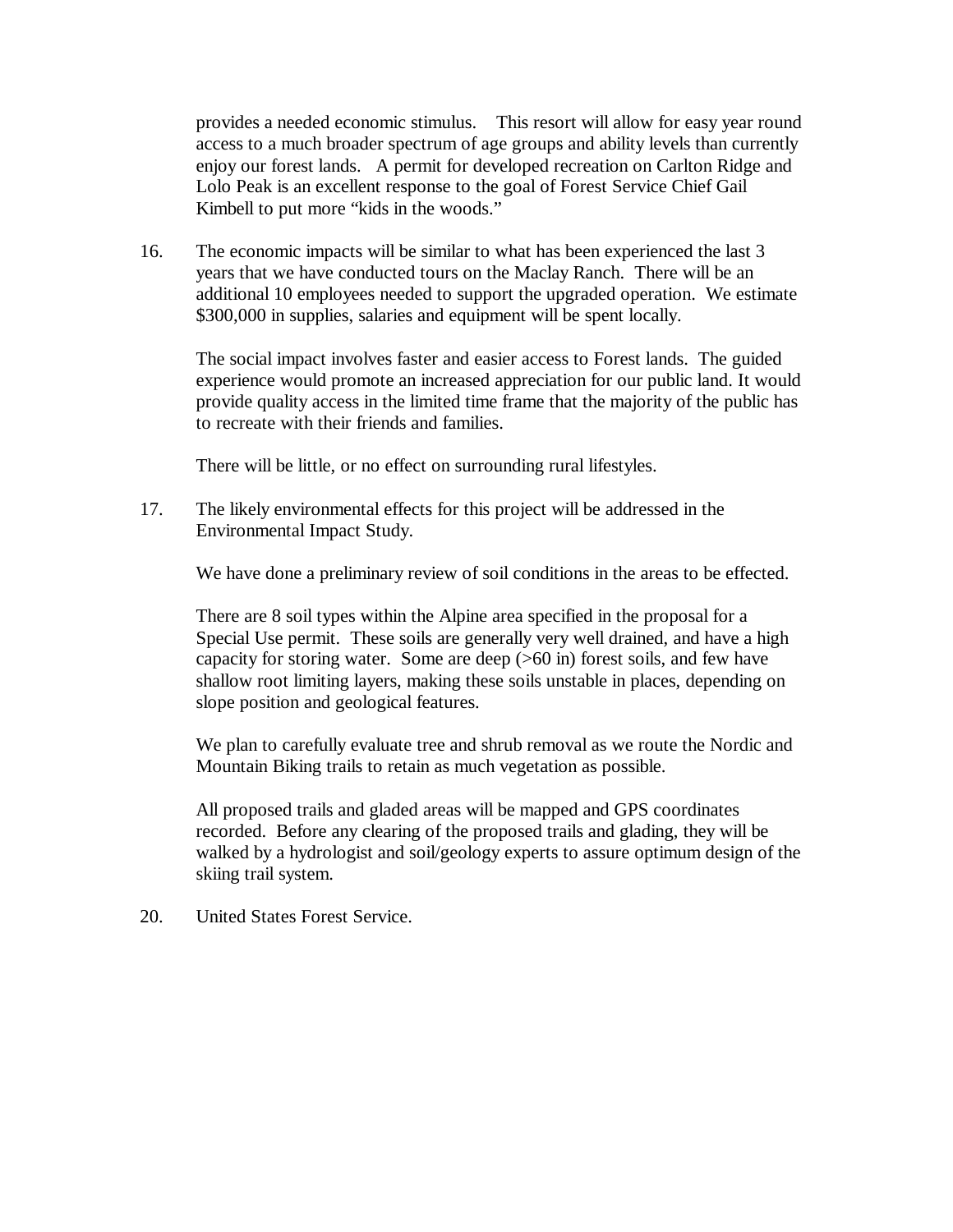provides a needed economic stimulus. This resort will allow for easy year round access to a much broader spectrum of age groups and ability levels than currently enjoy our forest lands. A permit for developed recreation on Carlton Ridge and Lolo Peak is an excellent response to the goal of Forest Service Chief Gail Kimbell to put more "kids in the woods."

16. The economic impacts will be similar to what has been experienced the last 3 years that we have conducted tours on the Maclay Ranch. There will be an additional 10 employees needed to support the upgraded operation. We estimate $300,000 in supplies, salaries and equipment will be spent locally.

    The social impact involves faster and easier access to Forest lands. The guided experience would promote an increased appreciation for our public land. It would provide quality access in the limited time frame that the majority of the public has to recreate with their friends and families.

    There will be little, or no effect on surrounding rural lifestyles.

17. The likely environmental effects for this project will be addressed in the Environmental Impact Study.

    We have done a preliminary review of soil conditions in the areas to be effected.

    There are 8 soil types within the Alpine area specified in the proposal for a Special Use permit. These soils are generally very well drained, and have a high capacity for storing water. Some are deep (>60 in) forest soils, and few have shallow root limiting layers, making these soils unstable in places, depending on slope position and geological features.

    We plan to carefully evaluate tree and shrub removal as we route the Nordic and Mountain Biking trails to retain as much vegetation as possible.

    All proposed trails and gladed areas will be mapped and GPS coordinates recorded. Before any clearing of the proposed trails and glading, they will be walked by a hydrologist and soil/geology experts to assure optimum design of the skiing trail system.

20. United States Forest Service.